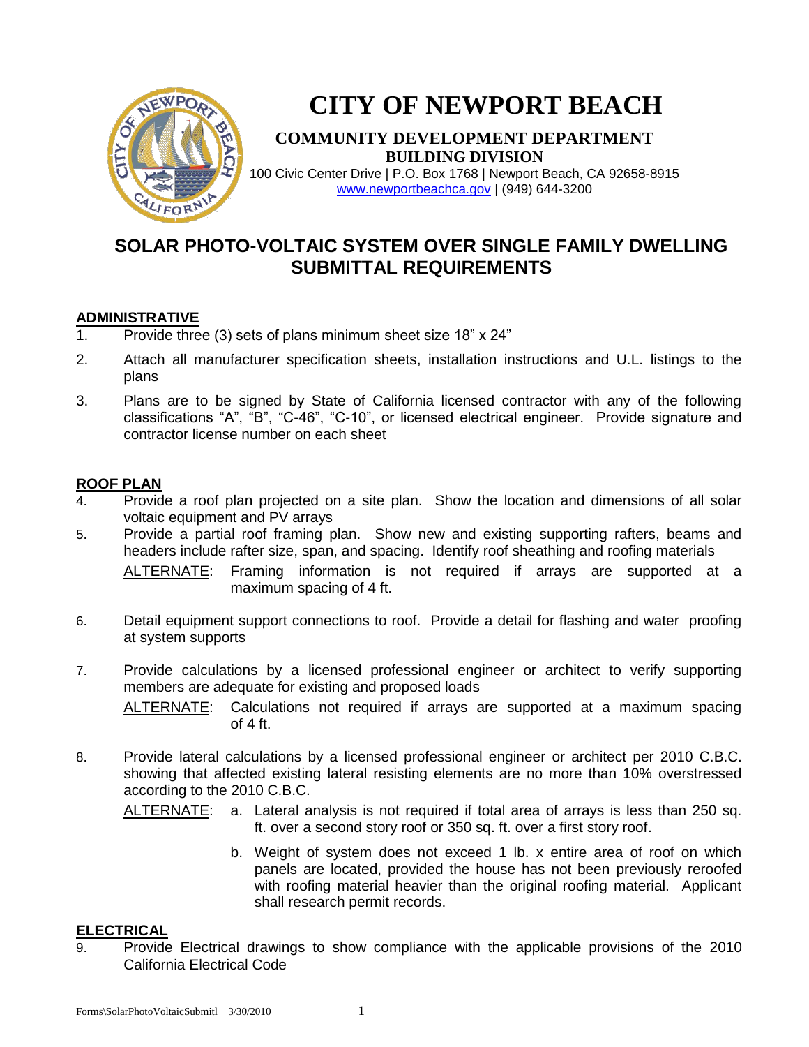# CITY OF NEWPORT BEACH

**COMMUNITY DEVELOPMENT DEPARTMENT**
**BUILDING DIVISION**
100 Civic Center Drive | P.O. Box 1768 | Newport Beach, CA 92658-8915
www.newportbeachca.gov | (949) 644-3200

## SOLAR PHOTO-VOLTAIC SYSTEM OVER SINGLE FAMILY DWELLING SUBMITTAL REQUIREMENTS

### ADMINISTRATIVE

1. Provide three (3) sets of plans minimum sheet size 18" x 24"
2. Attach all manufacturer specification sheets, installation instructions and U.L. listings to the plans
3. Plans are to be signed by State of California licensed contractor with any of the following classifications "A", "B", "C-46", "C-10", or licensed electrical engineer. Provide signature and contractor license number on each sheet

### ROOF PLAN

4. Provide a roof plan projected on a site plan. Show the location and dimensions of all solar voltaic equipment and PV arrays
5. Provide a partial roof framing plan. Show new and existing supporting rafters, beams and headers include rafter size, span, and spacing. Identify roof sheathing and roofing materials

   ALTERNATE: Framing information is not required if arrays are supported at a maximum spacing of 4 ft.

6. Detail equipment support connections to roof. Provide a detail for flashing and water proofing at system supports
7. Provide calculations by a licensed professional engineer or architect to verify supporting members are adequate for existing and proposed loads

   ALTERNATE: Calculations not required if arrays are supported at a maximum spacing of 4 ft.

8. Provide lateral calculations by a licensed professional engineer or architect per 2010 C.B.C. showing that affected existing lateral resisting elements are no more than 10% overstressed according to the 2010 C.B.C.

   ALTERNATE:
   a. Lateral analysis is not required if total area of arrays is less than 250 sq. ft. over a second story roof or 350 sq. ft. over a first story roof.
   b. Weight of system does not exceed 1 lb. x entire area of roof on which panels are located, provided the house has not been previously reroofed with roofing material heavier than the original roofing material. Applicant shall research permit records.

### ELECTRICAL

9. Provide Electrical drawings to show compliance with the applicable provisions of the 2010 California Electrical Code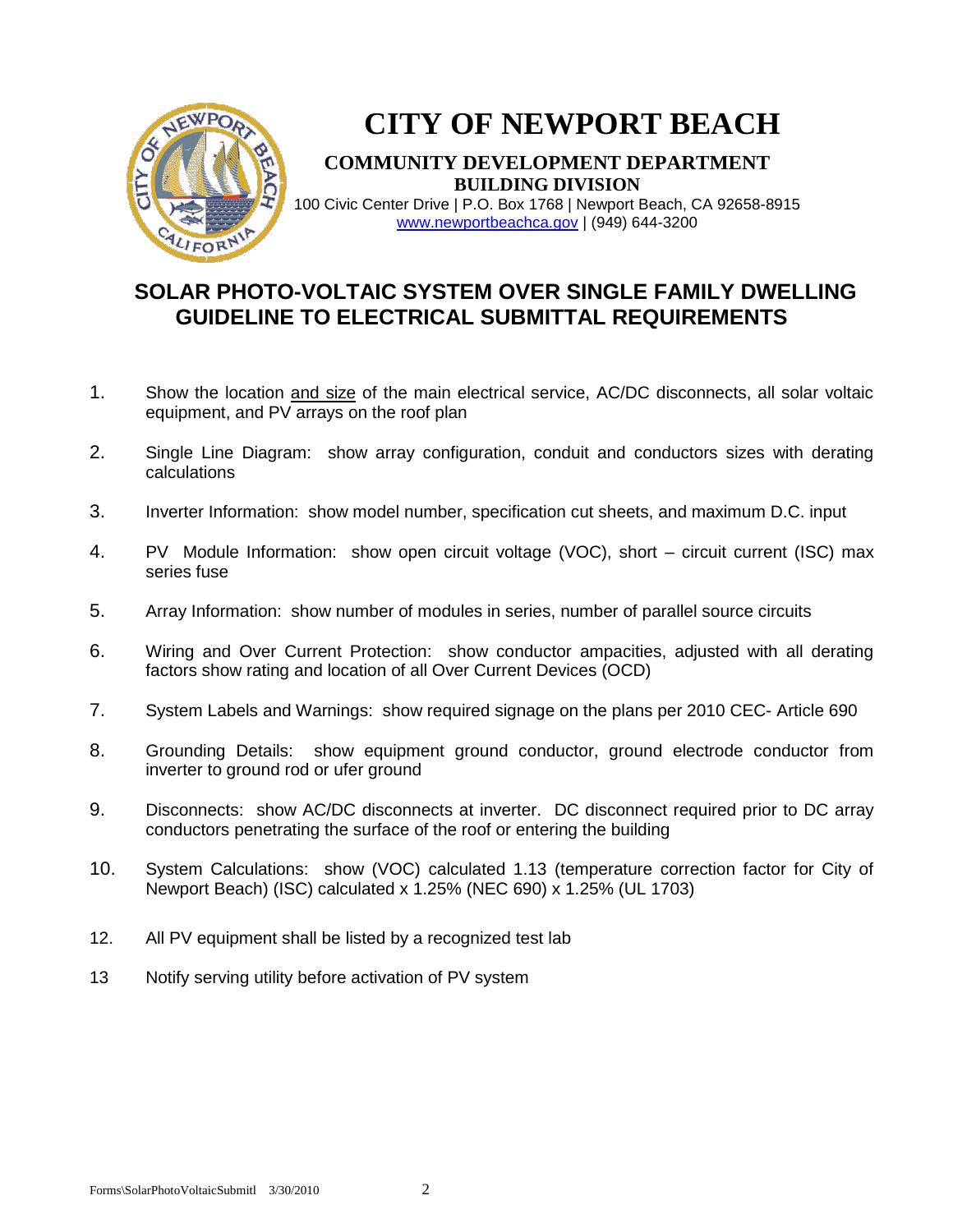# CITY OF NEWPORT BEACH

**COMMUNITY DEVELOPMENT DEPARTMENT**
**BUILDING DIVISION**
100 Civic Center Drive | P.O. Box 1768 | Newport Beach, CA 92658-8915
www.newportbeachca.gov | (949) 644-3200

## SOLAR PHOTO-VOLTAIC SYSTEM OVER SINGLE FAMILY DWELLING GUIDELINE TO ELECTRICAL SUBMITTAL REQUIREMENTS

1. Show the location <u>and size</u> of the main electrical service, AC/DC disconnects, all solar voltaic equipment, and PV arrays on the roof plan

2. Single Line Diagram: show array configuration, conduit and conductors sizes with derating calculations

3. Inverter Information: show model number, specification cut sheets, and maximum D.C. input

4. PV Module Information: show open circuit voltage (VOC), short – circuit current (ISC) max series fuse

5. Array Information: show number of modules in series, number of parallel source circuits

6. Wiring and Over Current Protection: show conductor ampacities, adjusted with all derating factors show rating and location of all Over Current Devices (OCD)

7. System Labels and Warnings: show required signage on the plans per 2010 CEC- Article 690

8. Grounding Details: show equipment ground conductor, ground electrode conductor from inverter to ground rod or ufer ground

9. Disconnects: show AC/DC disconnects at inverter. DC disconnect required prior to DC array conductors penetrating the surface of the roof or entering the building

10. System Calculations: show (VOC) calculated 1.13 (temperature correction factor for City of Newport Beach) (ISC) calculated x 1.25% (NEC 690) x 1.25% (UL 1703)

12. All PV equipment shall be listed by a recognized test lab

13 Notify serving utility before activation of PV system

Forms\SolarPhotoVoltaicSubmitl 3/30/2010